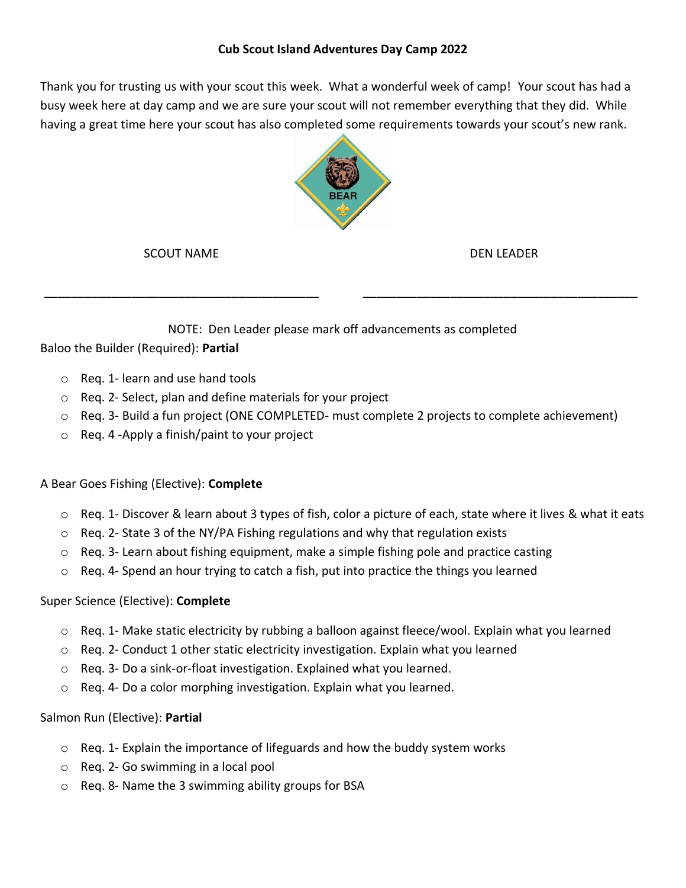**Cub Scout Island Adventures Day Camp 2022**

Thank you for trusting us with your scout this week. What a wonderful week of camp! Your scout has had a busy week here at day camp and we are sure your scout will not remember everything that they did. While having a great time here your scout has also completed some requirements towards your scout's new rank.

SCOUT NAME \_\_\_\_\_\_\_\_\_\_\_\_\_\_\_\_\_\_\_\_\_\_\_\_\_\_\_\_\_\_\_\_\_\_\_\_\_\_\_\_

DEN LEADER \_\_\_\_\_\_\_\_\_\_\_\_\_\_\_\_\_\_\_\_\_\_\_\_\_\_\_\_\_\_\_\_\_\_\_\_\_\_\_\_

NOTE: Den Leader please mark off advancements as completed

Baloo the Builder (Required): **Partial**

- Req. 1- learn and use hand tools
- Req. 2- Select, plan and define materials for your project
- Req. 3- Build a fun project (ONE COMPLETED- must complete 2 projects to complete achievement)
- Req. 4 -Apply a finish/paint to your project

A Bear Goes Fishing (Elective): **Complete**

- Req. 1- Discover & learn about 3 types of fish, color a picture of each, state where it lives & what it eats
- Req. 2- State 3 of the NY/PA Fishing regulations and why that regulation exists
- Req. 3- Learn about fishing equipment, make a simple fishing pole and practice casting
- Req. 4- Spend an hour trying to catch a fish, put into practice the things you learned

Super Science (Elective): **Complete**

- Req. 1- Make static electricity by rubbing a balloon against fleece/wool. Explain what you learned
- Req. 2- Conduct 1 other static electricity investigation. Explain what you learned
- Req. 3- Do a sink-or-float investigation. Explained what you learned.
- Req. 4- Do a color morphing investigation. Explain what you learned.

Salmon Run (Elective): **Partial**

- Req. 1- Explain the importance of lifeguards and how the buddy system works
- Req. 2- Go swimming in a local pool
- Req. 8- Name the 3 swimming ability groups for BSA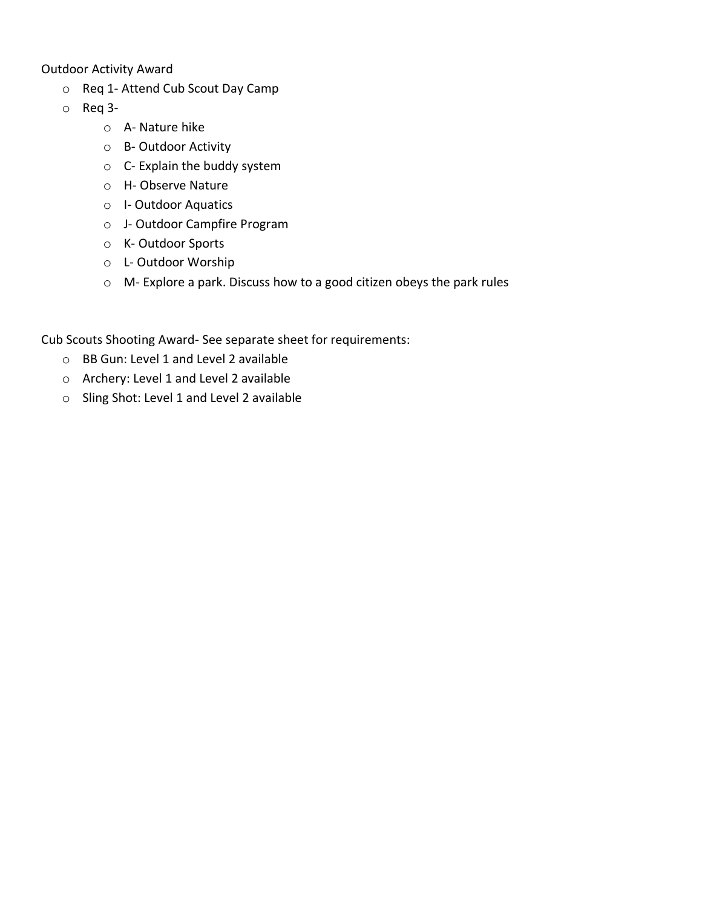Outdoor Activity Award

- Req 1- Attend Cub Scout Day Camp
- Req 3-
  - A- Nature hike
  - B- Outdoor Activity
  - C- Explain the buddy system
  - H- Observe Nature
  - I- Outdoor Aquatics
  - J- Outdoor Campfire Program
  - K- Outdoor Sports
  - L- Outdoor Worship
  - M- Explore a park. Discuss how to a good citizen obeys the park rules

Cub Scouts Shooting Award- See separate sheet for requirements:

- BB Gun: Level 1 and Level 2 available
- Archery: Level 1 and Level 2 available
- Sling Shot: Level 1 and Level 2 available